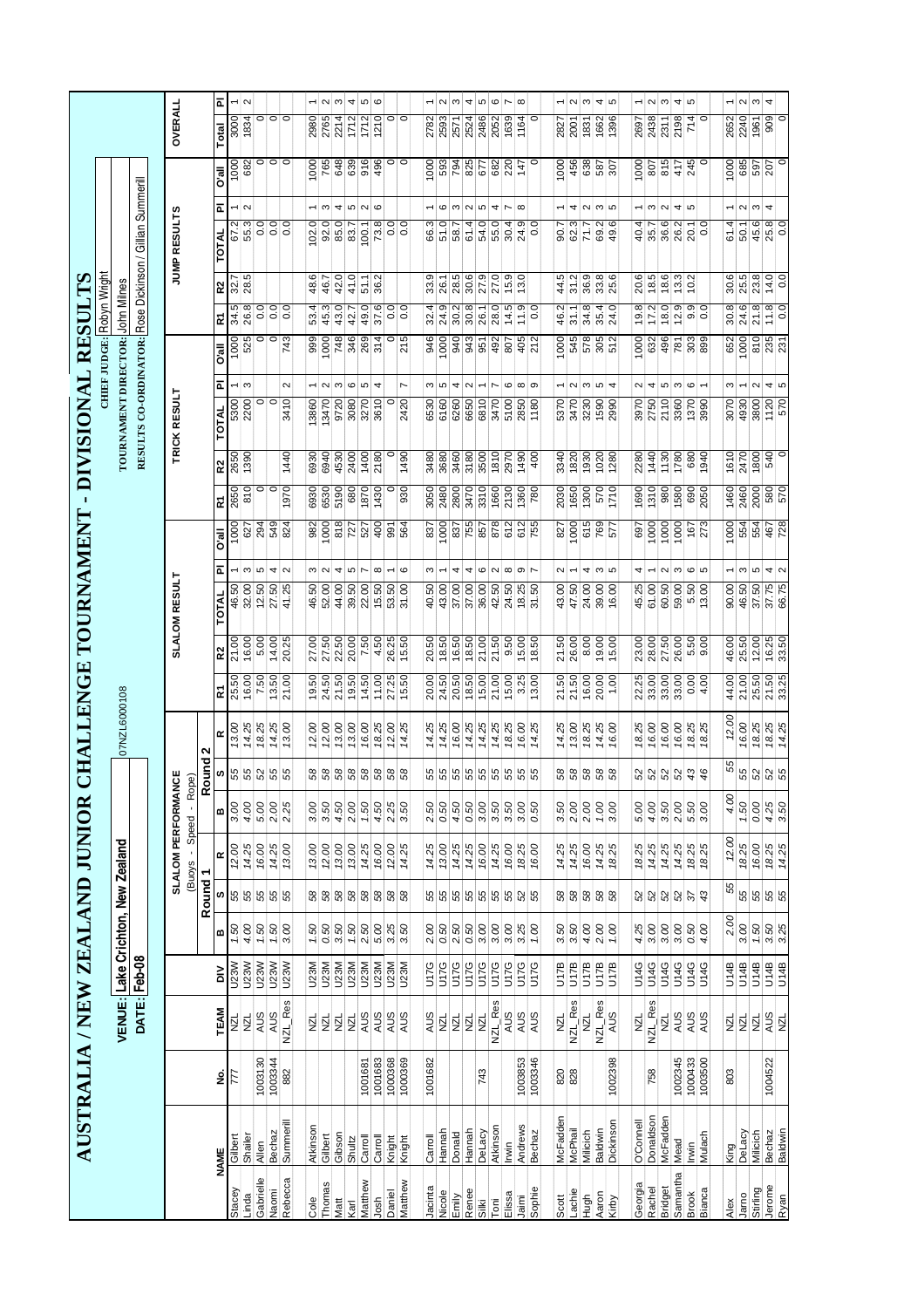# AUSTRALIA / NEW ZEALAND JUNIOR CHALLENGE TOURNAMENT - DIVISIONAL RESULTS

**VENUE:** Lake Crichton, New Zealand

**DATE:** Feb-08

07NZL6000108

**CHIEF JUDGE:** Robyn Wright

**TOURNAMENT DIRECTOR:** John Milnes

**RESULTS CO-ORDINATOR:** Rose Dickinson / Gillian Summerill

| NAME | | No. | TEAM | DIV | SLALOM PERFORMANCE (Buoys - Speed - Rope) Round 1 | | | Round 2 | | | SLALOM RESULT | | | | | TRICK RESULT | | | | | JUMP RESULTS | | | | | OVERALL | |
|---|---|---|---|---|---|---|---|---|---|---|---|---|---|---|---|---|---|---|---|---|---|---|---|---|---|---|---|
| | | | | | B | S | R | B | S | R | R1 | R2 | TOTAL | Pl | O'all | R1 | R2 | TOTAL | Pl | O'all | R1 | R2 | TOTAL | Pl | O'all | Total | Pl |
| Stacey | Gilbert | 777 | NZL | U23W | 1.50 | 55 | 12.00 | 3.00 | 55 | 13.00 | 25.50 | 21.00 | 46.50 | 1 | 1000 | 2650 | 2650 | 5300 | 1 | 1000 | 34.5 | 32.7 | 67.2 | 1 | 1000 | 3000 | 1 |
| Linda | Shailer | | NZL | U23W | 4.00 | 55 | 14.25 | 4.00 | 55 | 14.25 | 16.00 | 16.00 | 32.00 | 3 | 627 | 810 | 1390 | 2200 | 3 | 525 | 26.8 | 28.5 | 55.3 | 2 | 682 | 1834 | 2 |
| Gabrielle | Allen | 1003130 | AUS | U23W | 1.50 | 55 | 16.00 | 5.00 | 52 | 18.25 | 7.50 | 5.00 | 12.50 | 5 | 294 | 0 | | 0 | | 0 | 0.0 | | 0.0 | | 0 | 0 | |
| Naomi | Bechaz | 1003344 | AUS | U23W | 1.50 | 55 | 14.25 | 2.00 | 55 | 14.25 | 13.50 | 14.00 | 27.50 | 4 | 549 | 0 | | 0 | | 0 | 0.0 | | 0.0 | | 0 | 0 | |
| Rebecca | Summerill | 882 | NZL_Res | U23W | 3.00 | 55 | 13.00 | 2.25 | 55 | 13.00 | 21.00 | 20.25 | 41.25 | 2 | 824 | 1970 | 1440 | 3410 | 2 | 743 | 0.0 | | 0.0 | | 0 | 0 | |
| | | | | | | | | | | | | | | | | | | | | | | | | | | | |
| Cole | Atkinson | | NZL | U23M | 1.50 | 58 | 13.00 | 3.00 | 58 | 12.00 | 19.50 | 27.00 | 46.50 | 3 | 982 | 6930 | 6930 | 13860 | 1 | 999 | 53.4 | 48.6 | 102.0 | 1 | 1000 | 2980 | 1 |
| Thomas | Gilbert | | NZL | U23M | 0.50 | 58 | 12.00 | 3.50 | 58 | 12.00 | 24.50 | 27.50 | 52.00 | 2 | 1000 | 6530 | 6940 | 13470 | 2 | 1000 | 45.3 | 46.7 | 92.0 | 3 | 765 | 2765 | 2 |
| Matt | Gibson | | NZL | U23M | 3.50 | 58 | 13.00 | 4.50 | 58 | 13.00 | 21.50 | 22.50 | 44.00 | 4 | 818 | 5190 | 4530 | 9720 | 3 | 748 | 43.0 | 42.0 | 85.0 | 4 | 648 | 2214 | 3 |
| Karl | Shultz | | NZL | U23M | 1.50 | 58 | 13.00 | 2.00 | 58 | 13.00 | 19.50 | 20.00 | 39.50 | 5 | 727 | 680 | 2400 | 3080 | 6 | 346 | 42.7 | 41.0 | 83.7 | 5 | 639 | 1712 | 4 |
| Matthew | Carroll | 1001681 | AUS | U23M | 2.50 | 58 | 14.25 | 1.50 | 58 | 16.00 | 14.50 | 7.50 | 22.00 | 7 | 527 | 1870 | 1400 | 3270 | 5 | 269 | 49.0 | 51.1 | 100.1 | 2 | 916 | 1712 | 5 |
| Josh | Carroll | 1001683 | AUS | U23M | 5.00 | 58 | 16.00 | 4.50 | 58 | 18.25 | 11.00 | 4.50 | 15.50 | 8 | 400 | 1430 | 2180 | 3610 | 4 | 314 | 37.6 | 36.2 | 73.8 | 6 | 496 | 1210 | 6 |
| Daniel | Knight | 1000368 | AUS | U23M | 3.25 | 58 | 12.00 | 2.25 | 58 | 12.00 | 27.25 | 26.25 | 53.50 | 1 | 991 | 0 | 0 | 0 | | 0 | 0.0 | | 0.0 | | 0 | 0 | |
| Matthew | Knight | 1000369 | AUS | U23M | 3.50 | 58 | 14.25 | 3.50 | 58 | 14.25 | 15.50 | 15.50 | 31.00 | 6 | 564 | 930 | 1490 | 2420 | 7 | 215 | 0.0 | | 0.0 | | 0 | 0 | |
| | | | | | | | | | | | | | | | | | | | | | | | | | | | |
| Jacinta | Carroll | 1001682 | AUS | U17G | 2.00 | 55 | 14.25 | 2.50 | 55 | 14.25 | 20.00 | 20.50 | 40.50 | 3 | 837 | 3050 | 3480 | 6530 | 3 | 946 | 32.4 | 33.9 | 66.3 | 1 | 1000 | 2782 | 1 |
| Nicole | Hannah | | NZL | U17G | 0.50 | 55 | 13.00 | 0.50 | 55 | 14.25 | 24.50 | 18.50 | 43.00 | 1 | 1000 | 2480 | 3680 | 6160 | 5 | 1000 | 24.9 | 26.1 | 51.0 | 6 | 593 | 2593 | 2 |
| Emily | Donald | | NZL | U17G | 2.50 | 55 | 14.25 | 4.50 | 55 | 16.00 | 20.50 | 16.50 | 37.00 | 4 | 837 | 2800 | 3460 | 6260 | 4 | 940 | 30.2 | 28.5 | 58.7 | 3 | 794 | 2571 | 3 |
| Renee | Hannah | | NZL | U17G | 0.50 | 55 | 14.25 | 0.50 | 55 | 14.25 | 18.50 | 18.50 | 37.00 | 4 | 755 | 3470 | 3180 | 6650 | 2 | 963 | 30.8 | 30.6 | 61.4 | 2 | 825 | 2524 | 4 |
| Silki | DeLacy | 743 | NZL | U17G | 3.00 | 55 | 16.00 | 3.00 | 55 | 14.25 | 15.00 | 21.00 | 36.00 | 6 | 857 | 3310 | 3500 | 6810 | 1 | 951 | 26.1 | 27.9 | 54.0 | 5 | 677 | 2486 | 5 |
| Toni | Atkinson | | NZL_Res | U17G | 3.00 | 55 | 14.25 | 3.50 | 55 | 14.25 | 21.00 | 21.50 | 42.50 | 2 | 878 | 1660 | 1810 | 3470 | 7 | 492 | 28.0 | 27.0 | 55.0 | 4 | 682 | 2052 | 6 |
| Elissa | Irwin | | AUS | U17G | 3.00 | 55 | 16.00 | 3.50 | 55 | 18.25 | 15.00 | 9.50 | 24.50 | 8 | 612 | 2130 | 2970 | 5100 | 6 | 807 | 14.5 | 15.9 | 30.4 | 7 | 220 | 1639 | 7 |
| Jaimi | Andrews | 1003853 | AUS | U17G | 3.25 | 52 | 18.25 | 3.00 | 55 | 16.00 | 3.25 | 15.00 | 18.25 | 9 | 612 | 1360 | 1490 | 2850 | 8 | 405 | 11.9 | 13.0 | 24.9 | 8 | 147 | 1164 | 8 |
| Sophie | Bechaz | 1003346 | AUS | U17G | 1.00 | 55 | 16.00 | 0.50 | 55 | 14.25 | 13.00 | 18.50 | 31.50 | 7 | 755 | 780 | 400 | 1180 | 9 | 212 | 0.0 | | 0.0 | | 0 | 0 | |
| | | | | | | | | | | | | | | | | | | | | | | | | | | | |
| Scott | McFadden | 820 | NZL | U17B | 3.50 | 58 | 14.25 | 3.50 | 58 | 14.25 | 21.50 | 21.50 | 43.00 | 2 | 827 | 2030 | 3340 | 5370 | 1 | 1000 | 46.2 | 44.5 | 90.7 | 1 | 1000 | 2827 | 1 |
| Lachie | McPhail | 828 | NZL_Res | U17B | 3.50 | 58 | 14.25 | 2.00 | 58 | 13.00 | 21.50 | 26.00 | 47.50 | 1 | 1000 | 1650 | 1820 | 3470 | 2 | 545 | 31.1 | 31.2 | 62.3 | 4 | 456 | 2001 | 2 |
| Hugh | Milicich | | NZL | U17B | 4.00 | 58 | 16.00 | 2.00 | 58 | 18.25 | 16.00 | 8.00 | 24.00 | 4 | 615 | 1300 | 1930 | 3230 | 3 | 578 | 34.8 | 36.9 | 71.7 | 2 | 638 | 1831 | 3 |
| Aaron | Baldwin | | NZL_Res | U17B | 2.00 | 58 | 14.25 | 1.00 | 58 | 14.25 | 20.00 | 19.00 | 39.00 | 3 | 769 | 570 | 1020 | 1590 | 5 | 305 | 35.4 | 33.8 | 69.2 | 3 | 587 | 1662 | 4 |
| Kirby | Dickinson | 1002398 | AUS | U17B | 1.00 | 58 | 18.25 | 3.00 | 58 | 16.00 | 1.00 | 15.00 | 16.00 | 5 | 577 | 1710 | 1280 | 2990 | 4 | 512 | 24.0 | 25.6 | 49.6 | 5 | 307 | 1396 | 5 |
| | | | | | | | | | | | | | | | | | | | | | | | | | | | |
| Georgia | O'Connell | | NZL | U14G | 4.25 | 52 | 18.25 | 5.00 | 52 | 18.25 | 22.25 | 23.00 | 45.25 | 4 | 697 | 1690 | 2280 | 3970 | 2 | 1000 | 19.8 | 20.6 | 40.4 | 1 | 1000 | 2697 | 1 |
| Rachel | Donaldson | 758 | NZL_Res | U14G | 3.00 | 52 | 14.25 | 4.00 | 52 | 16.00 | 33.00 | 28.00 | 61.00 | 1 | 1000 | 1310 | 1440 | 2750 | 4 | 632 | 17.2 | 18.5 | 35.7 | 3 | 807 | 2438 | 2 |
| Bridget | McFadden | | NZL | U14G | 3.00 | 52 | 14.25 | 3.50 | 52 | 16.00 | 33.00 | 27.50 | 60.50 | 2 | 1000 | 980 | 1130 | 2110 | 5 | 496 | 18.0 | 18.6 | 36.6 | 2 | 815 | 2311 | 3 |
| Samantha | Mead | 1002345 | AUS | U14G | 3.00 | 52 | 14.25 | 2.00 | 52 | 16.00 | 33.00 | 26.00 | 59.00 | 3 | 1000 | 1580 | 1780 | 3360 | 3 | 781 | 12.9 | 13.3 | 26.2 | 4 | 417 | 2198 | 4 |
| Brook | Irwin | 1000433 | AUS | U14G | 0.50 | 37 | 18.25 | 5.50 | 43 | 18.25 | 0.00 | 5.50 | 5.50 | 6 | 167 | 690 | 680 | 1370 | 6 | 303 | 9.9 | 10.2 | 20.1 | 5 | 245 | 714 | 5 |
| Bianca | Mulach | 1003500 | AUS | U14G | 4.00 | 43 | 18.25 | 3.00 | 46 | 18.25 | 4.00 | 9.00 | 13.00 | 5 | 273 | 2050 | 1940 | 3990 | 1 | 899 | 0.0 | | 0.0 | | 0 | 0 | |
| | | | | | | | | | | | | | | | | | | | | | | | | | | | |
| Alex | King | 803 | NZL | U14B | 2.00 | 55 | 12.00 | 4.00 | 55 | 12.00 | 44.00 | 46.00 | 90.00 | 1 | 1000 | 1460 | 1610 | 3070 | 3 | 652 | 30.8 | 30.6 | 61.4 | 1 | 1000 | 2652 | 1 |
| Jarno | DeLacy | | NZL | U14B | 3.00 | 55 | 18.25 | 1.50 | 55 | 16.00 | 21.00 | 25.50 | 46.50 | 3 | 554 | 2460 | 2470 | 4930 | 1 | 1000 | 24.6 | 25.5 | 50.1 | 2 | 685 | 2240 | 2 |
| Stirling | Milicich | | NZL | U14B | 1.50 | 55 | 16.00 | 0.00 | 52 | 18.25 | 25.50 | 12.00 | 37.50 | 5 | 554 | 2000 | 1800 | 3800 | 2 | 810 | 21.8 | 23.8 | 45.6 | 3 | 597 | 1961 | 3 |
| Jerome | Bechaz | 1004522 | AUS | U14B | 3.50 | 55 | 18.25 | 4.25 | 52 | 18.25 | 21.50 | 16.25 | 37.75 | 4 | 467 | 580 | 540 | 1120 | 4 | 235 | 11.8 | 14.0 | 25.8 | 4 | 207 | 909 | 4 |
| Ryan | Baldwin | | NZL | U14B | 3.25 | 55 | 14.25 | 3.50 | 55 | 14.25 | 33.25 | 33.50 | 66.75 | 2 | 728 | 570 | 0 | 570 | 5 | 231 | 0.0 | | 0.0 | | 0 | 0 | |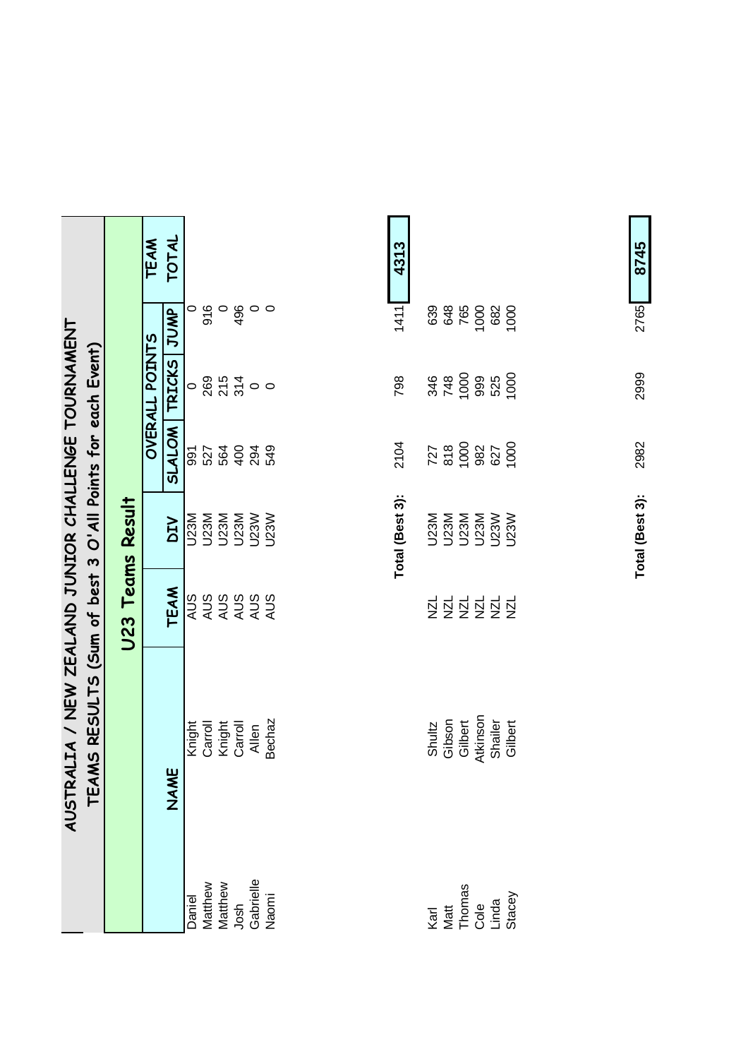# AUSTRALIA / NEW ZEALAND JUNIOR CHALLENGE TOURNAMENT

## TEAMS RESULTS (Sum of best 3 O'All Points for each Event)

### U23 Teams Result

| NAME | | TEAM | DIV | OVERALL POINTS | | | TEAM |
|---|---|---|---|---|---|---|---|
| | | | | SLALOM | TRICKS | JUMP | TOTAL |
| Daniel | Knight | AUS | U23M | 991 | 0 | 0 | |
| Matthew | Carroll | AUS | U23M | 527 | 269 | 916 | |
| Matthew | Knight | AUS | U23M | 564 | 215 | 0 | |
| Josh | Carroll | AUS | U23M | 400 | 314 | 496 | |
| Gabrielle | Allen | AUS | U23W | 294 | 0 | 0 | |
| Naomi | Bechaz | AUS | U23W | 549 | 0 | 0 | |
| | | | Total (Best 3): | 2104 | 798 | 1411 | **4313** |
| Karl | Shultz | NZL | U23M | 727 | 346 | 639 | |
| Matt | Gibson | NZL | U23M | 818 | 748 | 648 | |
| Thomas | Gilbert | NZL | U23M | 1000 | 1000 | 765 | |
| Cole | Atkinson | NZL | U23M | 982 | 999 | 1000 | |
| Linda | Shailer | NZL | U23W | 627 | 525 | 682 | |
| Stacey | Gilbert | NZL | U23W | 1000 | 1000 | 1000 | |
| | | | Total (Best 3): | 2982 | 2999 | 2765 | **8745** |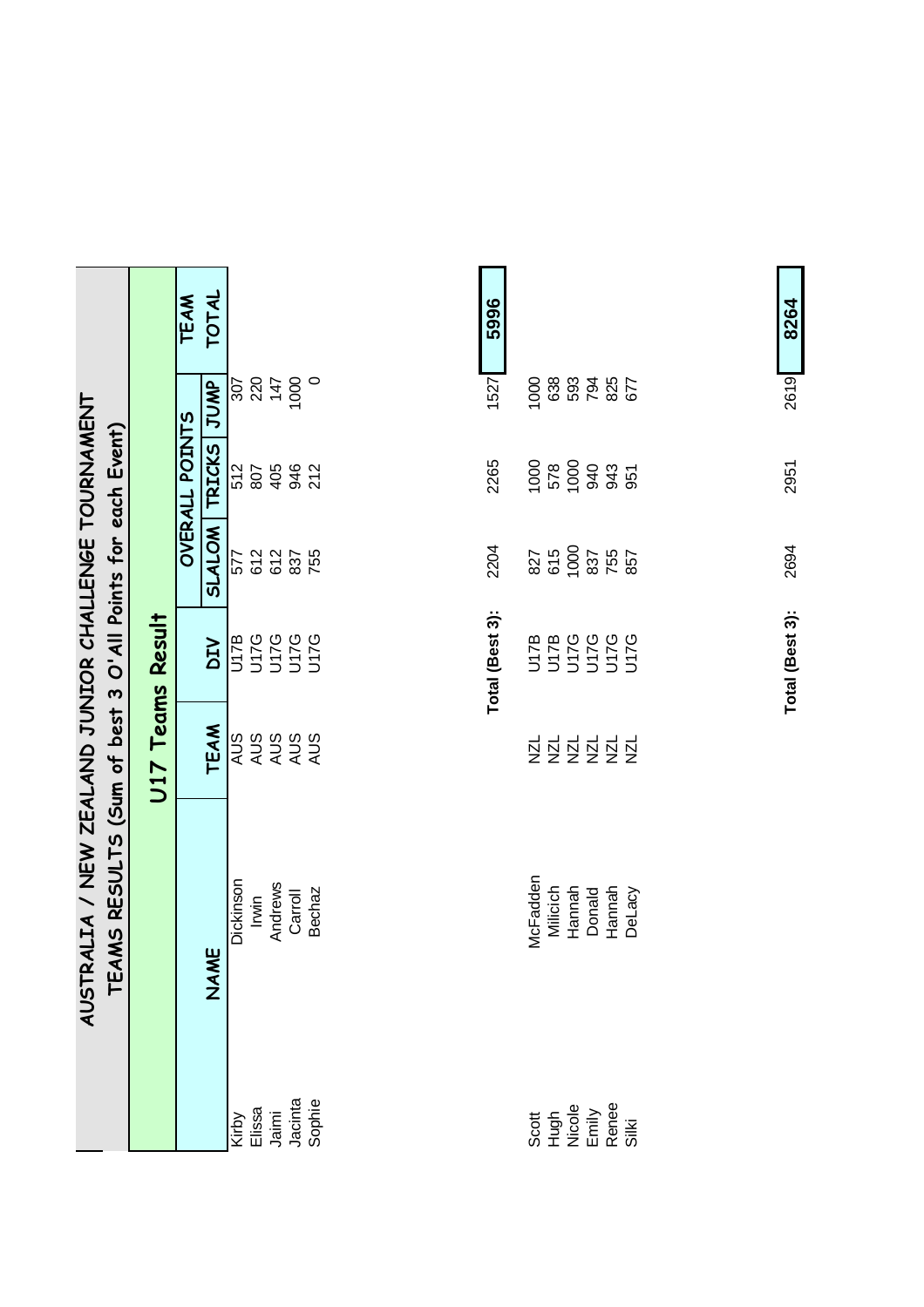# AUSTRALIA / NEW ZEALAND JUNIOR CHALLENGE TOURNAMENT

## TEAMS RESULTS (Sum of best 3 O'All Points for each Event)

### U17 Teams Result

| | NAME | TEAM | DIV | OVERALL POINTS | | | TEAM |
|---|---|---|---|---|---|---|---|
| | | | | SLALOM | TRICKS | JUMP | TOTAL |
| Kirby | Dickinson | AUS | U17B | 577 | 512 | 307 | |
| Elissa | Irwin | AUS | U17G | 612 | 807 | 220 | |
| Jaimi | Andrews | AUS | U17G | 612 | 405 | 147 | |
| Jacinta | Carroll | AUS | U17G | 837 | 946 | 1000 | |
| Sophie | Bechaz | AUS | U17G | 755 | 212 | 0 | |
| | | | **Total (Best 3):** | 2204 | 2265 | 1527 | **5996** |
| Scott | McFadden | NZL | U17B | 827 | 1000 | 1000 | |
| Hugh | Milicich | NZL | U17B | 615 | 578 | 638 | |
| Nicole | Hannah | NZL | U17G | 1000 | 1000 | 593 | |
| Emily | Donald | NZL | U17G | 837 | 940 | 794 | |
| Renee | Hannah | NZL | U17G | 755 | 943 | 825 | |
| Silki | DeLacy | NZL | U17G | 857 | 951 | 677 | |
| | | | **Total (Best 3):** | 2694 | 2951 | 2619 | **8264** |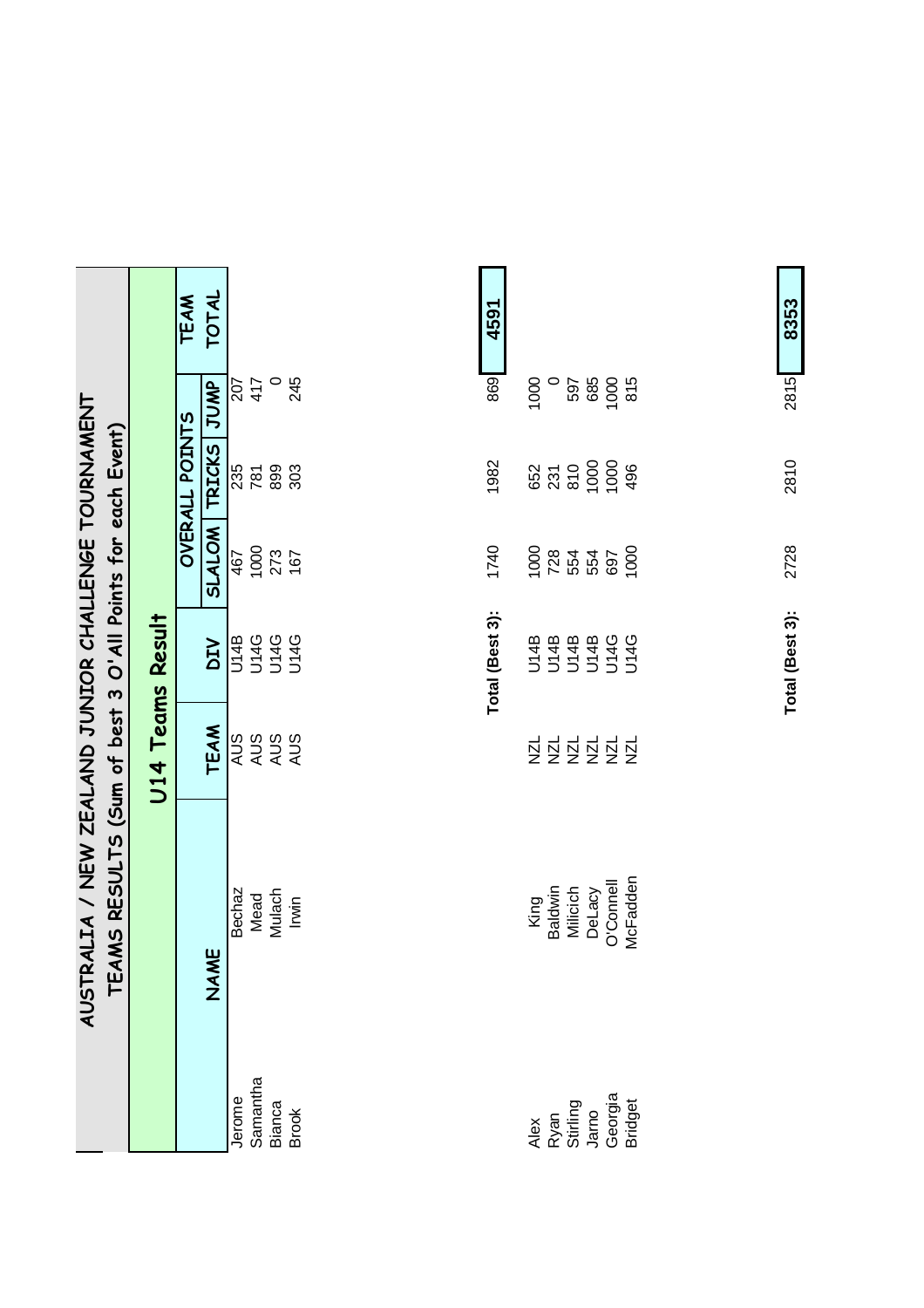# AUSTRALIA / NEW ZEALAND JUNIOR CHALLENGE TOURNAMENT

## TEAMS RESULTS (Sum of best 3 O'All Points for each Event)

### U14 Teams Result

| NAME | | TEAM | DIV | OVERALL POINTS | | | TEAM |
|---|---|---|---|---|---|---|---|
| | | | | SLALOM | TRICKS | JUMP | TOTAL |
| Jerome | Bechaz | AUS | U14B | 467 | 235 | 207 | |
| Samantha | Mead | AUS | U14G | 1000 | 781 | 417 | |
| Bianca | Mulach | AUS | U14G | 273 | 899 | 0 | |
| Brook | Irwin | AUS | U14G | 167 | 303 | 245 | |
| | | | Total (Best 3): | 1740 | 1982 | 869 | **4591** |
| Alex | King | NZL | U14B | 1000 | 652 | 1000 | |
| Ryan | Baldwin | NZL | U14B | 728 | 231 | 0 | |
| Stirling | Milicich | NZL | U14B | 554 | 810 | 597 | |
| Jarno | DeLacy | NZL | U14B | 554 | 1000 | 685 | |
| Georgia | O'Connell | NZL | U14G | 697 | 1000 | 1000 | |
| Bridget | McFadden | NZL | U14G | 1000 | 496 | 815 | |
| | | | Total (Best 3): | 2728 | 2810 | 2815 | **8353** |